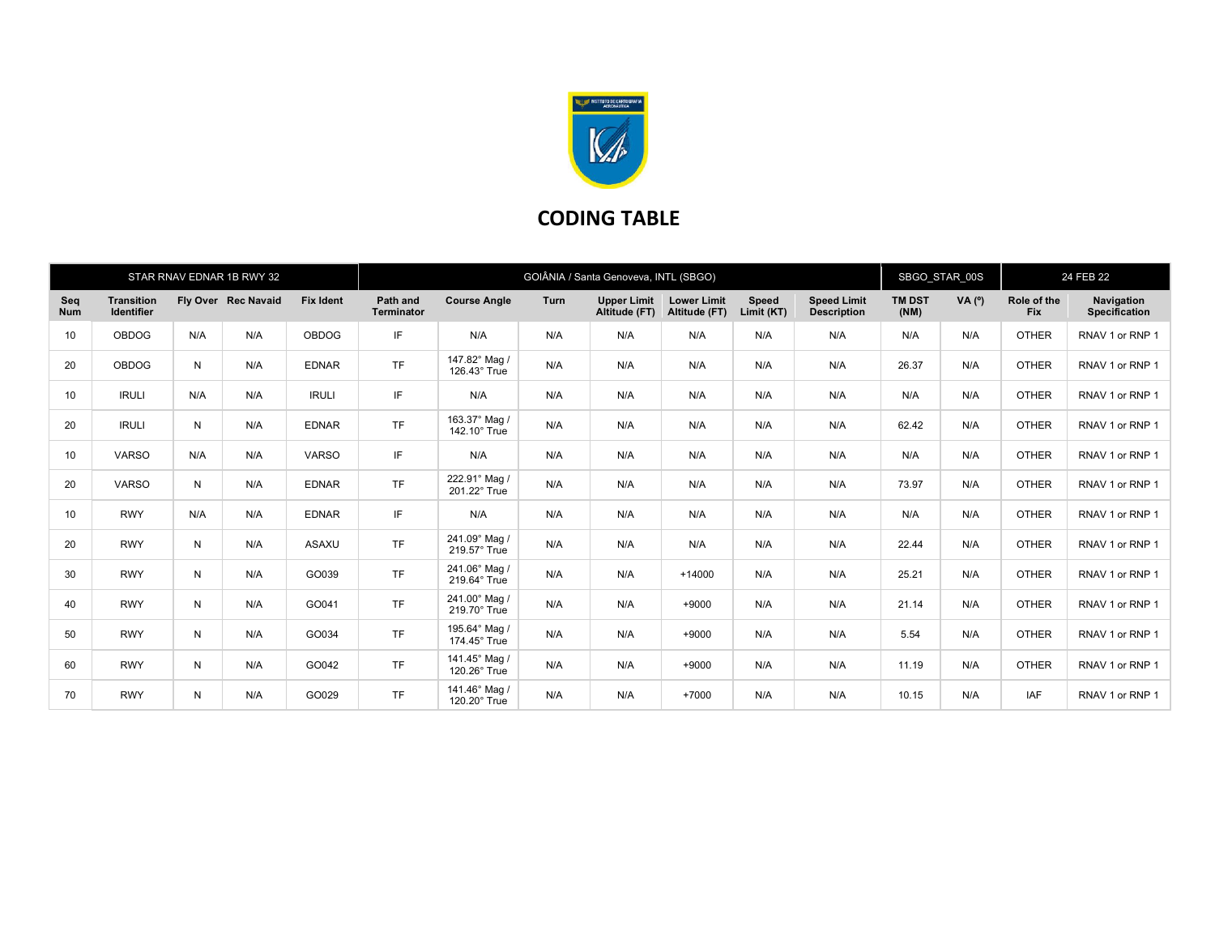# CODING TABLE

| STAR RNAV EDNAR 1B RWY 32 | | | | GOIÂNIA / Santa Genoveva, INTL (SBGO) | | | | | | | SBGO_STAR_00S | | 24 FEB 22 | |
|---|---|---|---|---|---|---|---|---|---|---|---|---|---|---|
| **Seq Num** | **Transition Identifier** | **Fly Over** | **Rec Navaid** | **Fix Ident** | **Path and Terminator** | **Course Angle** | **Turn** | **Upper Limit Altitude (FT)** | **Lower Limit Altitude (FT)** | **Speed Limit (KT)** | **Speed Limit Description** | **TM DST (NM)** | **VA (º)** | **Role of the Fix** | **Navigation Specification** |
| 10 | OBDOG | N/A | N/A | OBDOG | IF | N/A | N/A | N/A | N/A | N/A | N/A | N/A | N/A | OTHER | RNAV 1 or RNP 1 |
| 20 | OBDOG | N | N/A | EDNAR | TF | 147.82° Mag / 126.43° True | N/A | N/A | N/A | N/A | N/A | 26.37 | N/A | OTHER | RNAV 1 or RNP 1 |
| 10 | IRULI | N/A | N/A | IRULI | IF | N/A | N/A | N/A | N/A | N/A | N/A | N/A | N/A | OTHER | RNAV 1 or RNP 1 |
| 20 | IRULI | N | N/A | EDNAR | TF | 163.37° Mag / 142.10° True | N/A | N/A | N/A | N/A | N/A | 62.42 | N/A | OTHER | RNAV 1 or RNP 1 |
| 10 | VARSO | N/A | N/A | VARSO | IF | N/A | N/A | N/A | N/A | N/A | N/A | N/A | N/A | OTHER | RNAV 1 or RNP 1 |
| 20 | VARSO | N | N/A | EDNAR | TF | 222.91° Mag / 201.22° True | N/A | N/A | N/A | N/A | N/A | 73.97 | N/A | OTHER | RNAV 1 or RNP 1 |
| 10 | RWY | N/A | N/A | EDNAR | IF | N/A | N/A | N/A | N/A | N/A | N/A | N/A | N/A | OTHER | RNAV 1 or RNP 1 |
| 20 | RWY | N | N/A | ASAXU | TF | 241.09° Mag / 219.57° True | N/A | N/A | N/A | N/A | N/A | 22.44 | N/A | OTHER | RNAV 1 or RNP 1 |
| 30 | RWY | N | N/A | GO039 | TF | 241.06° Mag / 219.64° True | N/A | N/A | +14000 | N/A | N/A | 25.21 | N/A | OTHER | RNAV 1 or RNP 1 |
| 40 | RWY | N | N/A | GO041 | TF | 241.00° Mag / 219.70° True | N/A | N/A | +9000 | N/A | N/A | 21.14 | N/A | OTHER | RNAV 1 or RNP 1 |
| 50 | RWY | N | N/A | GO034 | TF | 195.64° Mag / 174.45° True | N/A | N/A | +9000 | N/A | N/A | 5.54 | N/A | OTHER | RNAV 1 or RNP 1 |
| 60 | RWY | N | N/A | GO042 | TF | 141.45° Mag / 120.26° True | N/A | N/A | +9000 | N/A | N/A | 11.19 | N/A | OTHER | RNAV 1 or RNP 1 |
| 70 | RWY | N | N/A | GO029 | TF | 141.46° Mag / 120.20° True | N/A | N/A | +7000 | N/A | N/A | 10.15 | N/A | IAF | RNAV 1 or RNP 1 |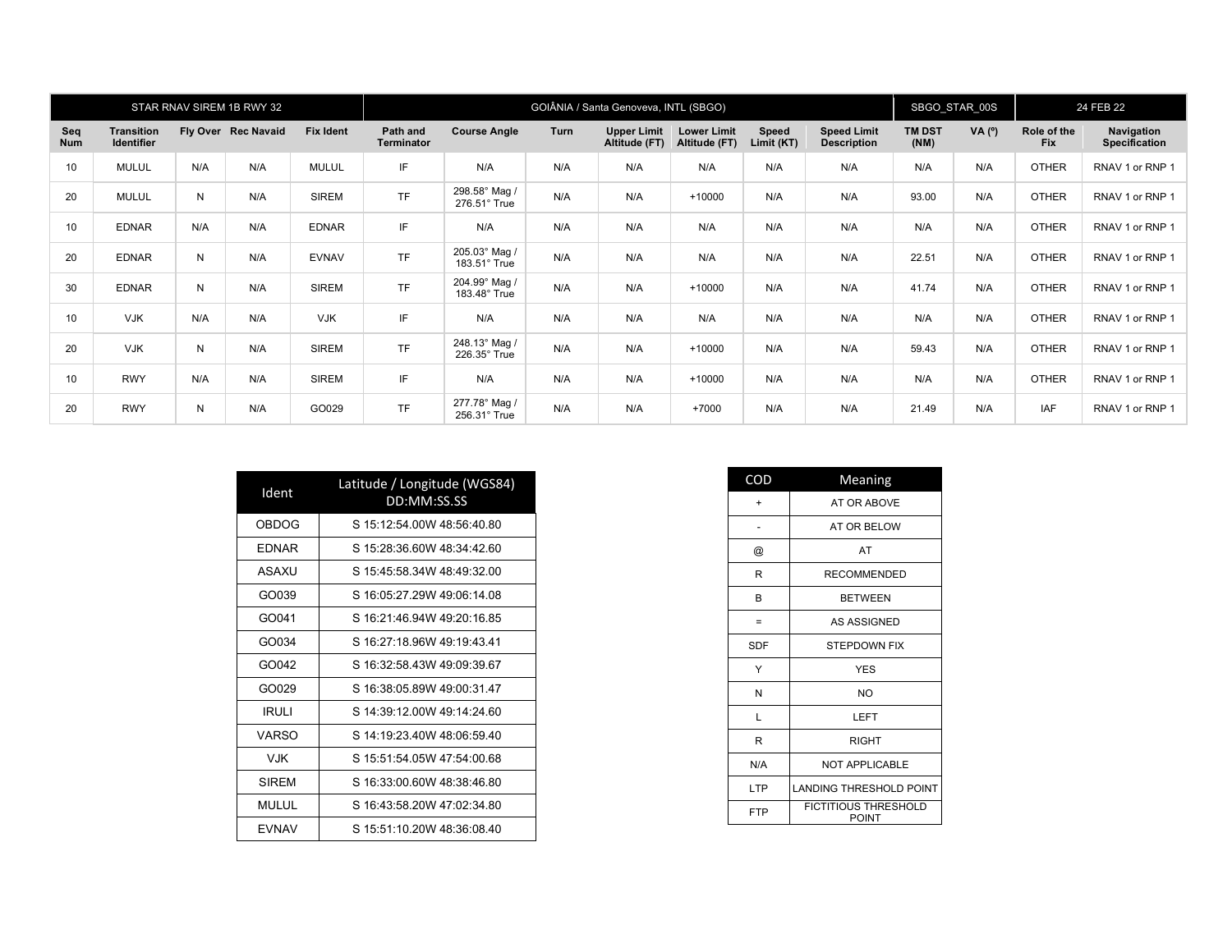| STAR RNAV SIREM 1B RWY 32 | | | | | GOIÂNIA / Santa Genoveva, INTL (SBGO) | | | | | | | SBGO_STAR_00S | | 24 FEB 22 | |
|---|---|---|---|---|---|---|---|---|---|---|---|---|---|---|---|
| Seq Num | Transition Identifier | Fly Over | Rec Navaid | Fix Ident | Path and Terminator | Course Angle | Turn | Upper Limit Altitude (FT) | Lower Limit Altitude (FT) | Speed Limit (KT) | Speed Limit Description | TM DST (NM) | VA (º) | Role of the Fix | Navigation Specification |
| 10 | MULUL | N/A | N/A | MULUL | IF | N/A | N/A | N/A | N/A | N/A | N/A | N/A | N/A | OTHER | RNAV 1 or RNP 1 |
| 20 | MULUL | N | N/A | SIREM | TF | 298.58° Mag / 276.51° True | N/A | N/A | +10000 | N/A | N/A | 93.00 | N/A | OTHER | RNAV 1 or RNP 1 |
| 10 | EDNAR | N/A | N/A | EDNAR | IF | N/A | N/A | N/A | N/A | N/A | N/A | N/A | N/A | OTHER | RNAV 1 or RNP 1 |
| 20 | EDNAR | N | N/A | EVNAV | TF | 205.03° Mag / 183.51° True | N/A | N/A | N/A | N/A | N/A | 22.51 | N/A | OTHER | RNAV 1 or RNP 1 |
| 30 | EDNAR | N | N/A | SIREM | TF | 204.99° Mag / 183.48° True | N/A | N/A | +10000 | N/A | N/A | 41.74 | N/A | OTHER | RNAV 1 or RNP 1 |
| 10 | VJK | N/A | N/A | VJK | IF | N/A | N/A | N/A | N/A | N/A | N/A | N/A | N/A | OTHER | RNAV 1 or RNP 1 |
| 20 | VJK | N | N/A | SIREM | TF | 248.13° Mag / 226.35° True | N/A | N/A | +10000 | N/A | N/A | 59.43 | N/A | OTHER | RNAV 1 or RNP 1 |
| 10 | RWY | N/A | N/A | SIREM | IF | N/A | N/A | N/A | +10000 | N/A | N/A | N/A | N/A | OTHER | RNAV 1 or RNP 1 |
| 20 | RWY | N | N/A | GO029 | TF | 277.78° Mag / 256.31° True | N/A | N/A | +7000 | N/A | N/A | 21.49 | N/A | IAF | RNAV 1 or RNP 1 |

| Ident | Latitude / Longitude (WGS84) DD:MM:SS.SS |
|---|---|
| OBDOG | S 15:12:54.00W 48:56:40.80 |
| EDNAR | S 15:28:36.60W 48:34:42.60 |
| ASAXU | S 15:45:58.34W 48:49:32.00 |
| GO039 | S 16:05:27.29W 49:06:14.08 |
| GO041 | S 16:21:46.94W 49:20:16.85 |
| GO034 | S 16:27:18.96W 49:19:43.41 |
| GO042 | S 16:32:58.43W 49:09:39.67 |
| GO029 | S 16:38:05.89W 49:00:31.47 |
| IRULI | S 14:39:12.00W 49:14:24.60 |
| VARSO | S 14:19:23.40W 48:06:59.40 |
| VJK | S 15:51:54.05W 47:54:00.68 |
| SIREM | S 16:33:00.60W 48:38:46.80 |
| MULUL | S 16:43:58.20W 47:02:34.80 |
| EVNAV | S 15:51:10.20W 48:36:08.40 |

| COD | Meaning |
|---|---|
| + | AT OR ABOVE |
| - | AT OR BELOW |
| @ | AT |
| R | RECOMMENDED |
| B | BETWEEN |
| = | AS ASSIGNED |
| SDF | STEPDOWN FIX |
| Y | YES |
| N | NO |
| L | LEFT |
| R | RIGHT |
| N/A | NOT APPLICABLE |
| LTP | LANDING THRESHOLD POINT |
| FTP | FICTITIOUS THRESHOLD POINT |